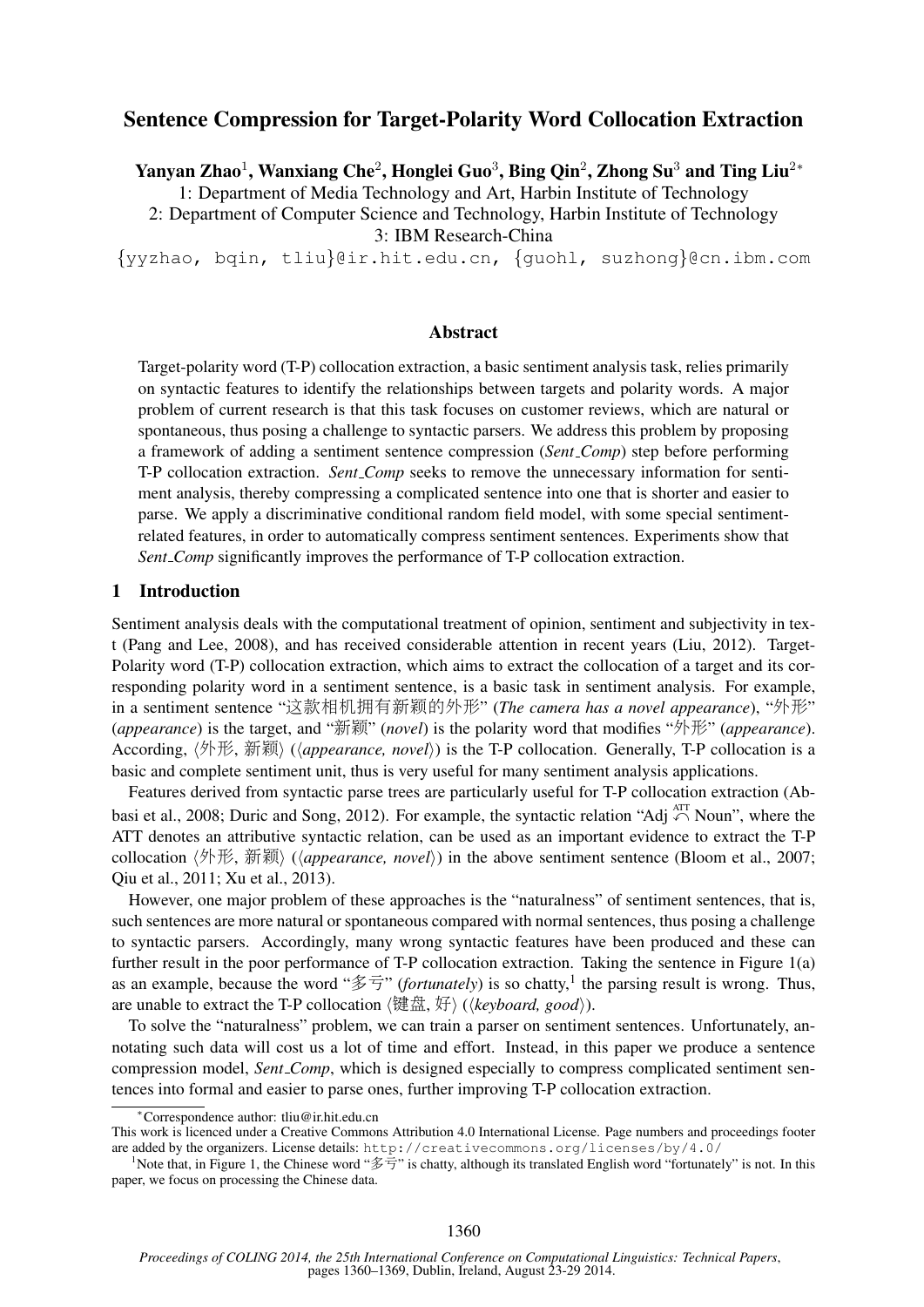# Sentence Compression for Target-Polarity Word Collocation Extraction

**Yanyan Zhao**[1], **Wanxiang Che**[2], **Honglei Guo**[3], **Bing Qin**[2], **Zhong Su**[3] **and Ting Liu**[2*]

1: Department of Media Technology and Art, Harbin Institute of Technology
2: Department of Computer Science and Technology, Harbin Institute of Technology
3: IBM Research-China

{yyzhao, bqin, tliu}@ir.hit.edu.cn, {guohl, suzhong}@cn.ibm.com

## Abstract

Target-polarity word (T-P) collocation extraction, a basic sentiment analysis task, relies primarily on syntactic features to identify the relationships between targets and polarity words. A major problem of current research is that this task focuses on customer reviews, which are natural or spontaneous, thus posing a challenge to syntactic parsers. We address this problem by proposing a framework of adding a sentiment sentence compression (*Sent_Comp*) step before performing T-P collocation extraction. *Sent_Comp* seeks to remove the unnecessary information for sentiment analysis, thereby compressing a complicated sentence into one that is shorter and easier to parse. We apply a discriminative conditional random field model, with some special sentiment-related features, in order to automatically compress sentiment sentences. Experiments show that *Sent_Comp* significantly improves the performance of T-P collocation extraction.

## 1 Introduction

Sentiment analysis deals with the computational treatment of opinion, sentiment and subjectivity in text (Pang and Lee, 2008), and has received considerable attention in recent years (Liu, 2012). Target-Polarity word (T-P) collocation extraction, which aims to extract the collocation of a target and its corresponding polarity word in a sentiment sentence, is a basic task in sentiment analysis. For example, in a sentiment sentence "这款相机拥有新颖的外形" (*The camera has a novel appearance*), "外形" (*appearance*) is the target, and "新颖" (*novel*) is the polarity word that modifies "外形" (*appearance*). According, ⟨外形, 新颖⟩ (⟨*appearance, novel*⟩) is the T-P collocation. Generally, T-P collocation is a basic and complete sentiment unit, thus is very useful for many sentiment analysis applications.

Features derived from syntactic parse trees are particularly useful for T-P collocation extraction (Abbasi et al., 2008; Duric and Song, 2012). For example, the syntactic relation "Adj $\overset{\text{ATT}}{\curvearrowleft}$ Noun", where the ATT denotes an attributive syntactic relation, can be used as an important evidence to extract the T-P collocation ⟨外形, 新颖⟩ (⟨*appearance, novel*⟩) in the above sentiment sentence (Bloom et al., 2007; Qiu et al., 2011; Xu et al., 2013).

However, one major problem of these approaches is the "naturalness" of sentiment sentences, that is, such sentences are more natural or spontaneous compared with normal sentences, thus posing a challenge to syntactic parsers. Accordingly, many wrong syntactic features have been produced and these can further result in the poor performance of T-P collocation extraction. Taking the sentence in Figure 1(a) as an example, because the word "多亏" (*fortunately*) is so chatty,[1] the parsing result is wrong. Thus, are unable to extract the T-P collocation ⟨键盘, 好⟩ (⟨*keyboard, good*⟩).

To solve the "naturalness" problem, we can train a parser on sentiment sentences. Unfortunately, annotating such data will cost us a lot of time and effort. Instead, in this paper we produce a sentence compression model, *Sent_Comp*, which is designed especially to compress complicated sentiment sentences into formal and easier to parse ones, further improving T-P collocation extraction.

*Correspondence author: tliu@ir.hit.edu.cn

This work is licenced under a Creative Commons Attribution 4.0 International License. Page numbers and proceedings footer are added by the organizers. License details: http://creativecommons.org/licenses/by/4.0/

[1]Note that, in Figure 1, the Chinese word "多亏" is chatty, although its translated English word "fortunately" is not. In this paper, we focus on processing the Chinese data.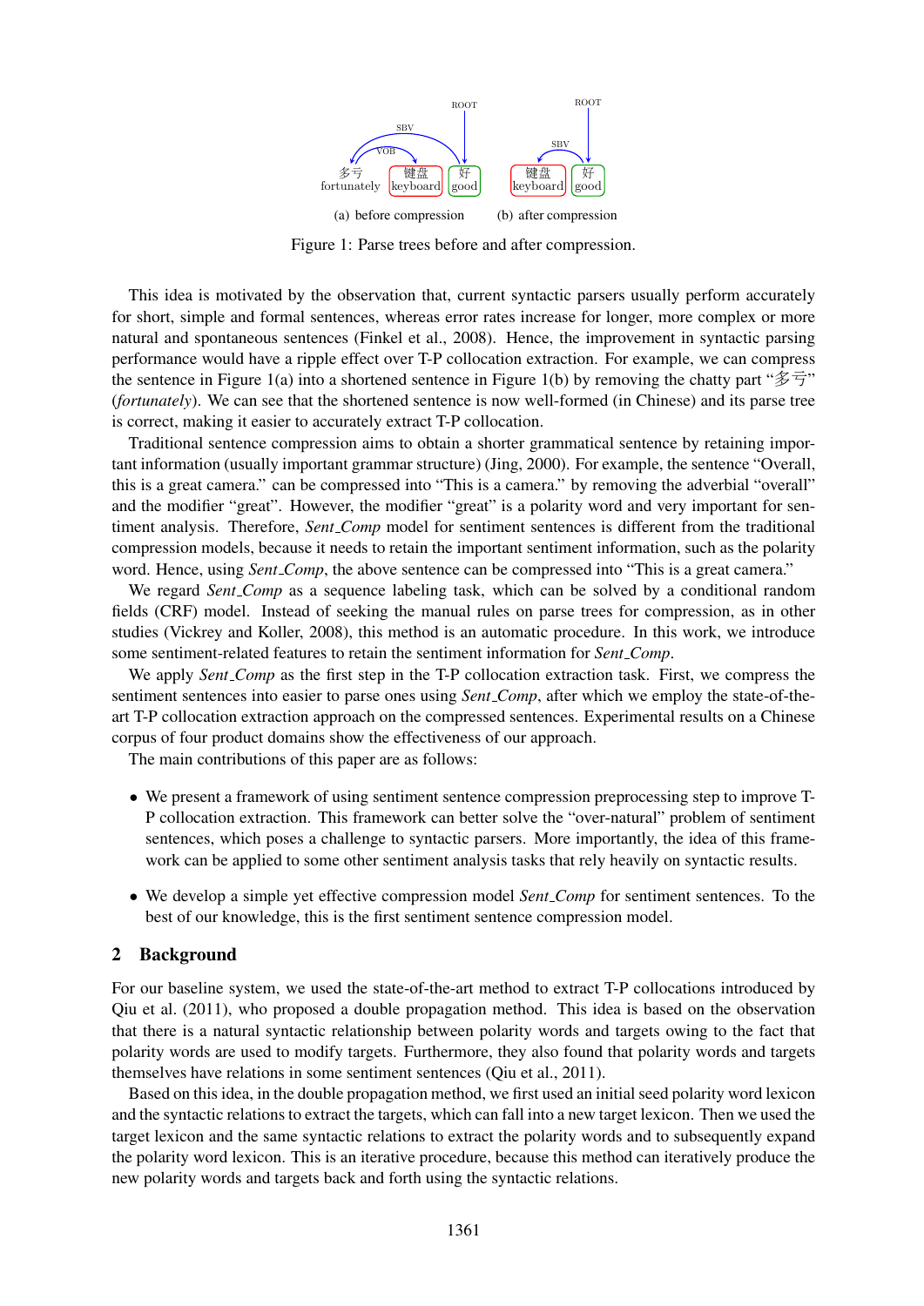Figure 1: Parse trees before and after compression.

(a) before compression (b) after compression

This idea is motivated by the observation that, current syntactic parsers usually perform accurately for short, simple and formal sentences, whereas error rates increase for longer, more complex or more natural and spontaneous sentences (Finkel et al., 2008). Hence, the improvement in syntactic parsing performance would have a ripple effect over T-P collocation extraction. For example, we can compress the sentence in Figure 1(a) into a shortened sentence in Figure 1(b) by removing the chatty part "多亏" (*fortunately*). We can see that the shortened sentence is now well-formed (in Chinese) and its parse tree is correct, making it easier to accurately extract T-P collocation.

Traditional sentence compression aims to obtain a shorter grammatical sentence by retaining important information (usually important grammar structure) (Jing, 2000). For example, the sentence "Overall, this is a great camera." can be compressed into "This is a camera." by removing the adverbial "overall" and the modifier "great". However, the modifier "great" is a polarity word and very important for sentiment analysis. Therefore, *Sent_Comp* model for sentiment sentences is different from the traditional compression models, because it needs to retain the important sentiment information, such as the polarity word. Hence, using *Sent_Comp*, the above sentence can be compressed into "This is a great camera."

We regard *Sent_Comp* as a sequence labeling task, which can be solved by a conditional random fields (CRF) model. Instead of seeking the manual rules on parse trees for compression, as in other studies (Vickrey and Koller, 2008), this method is an automatic procedure. In this work, we introduce some sentiment-related features to retain the sentiment information for *Sent_Comp*.

We apply *Sent_Comp* as the first step in the T-P collocation extraction task. First, we compress the sentiment sentences into easier to parse ones using *Sent_Comp*, after which we employ the state-of-the-art T-P collocation extraction approach on the compressed sentences. Experimental results on a Chinese corpus of four product domains show the effectiveness of our approach.

The main contributions of this paper are as follows:

- We present a framework of using sentiment sentence compression preprocessing step to improve T-P collocation extraction. This framework can better solve the "over-natural" problem of sentiment sentences, which poses a challenge to syntactic parsers. More importantly, the idea of this framework can be applied to some other sentiment analysis tasks that rely heavily on syntactic results.
- We develop a simple yet effective compression model *Sent_Comp* for sentiment sentences. To the best of our knowledge, this is the first sentiment sentence compression model.

## 2 Background

For our baseline system, we used the state-of-the-art method to extract T-P collocations introduced by Qiu et al. (2011), who proposed a double propagation method. This idea is based on the observation that there is a natural syntactic relationship between polarity words and targets owing to the fact that polarity words are used to modify targets. Furthermore, they also found that polarity words and targets themselves have relations in some sentiment sentences (Qiu et al., 2011).

Based on this idea, in the double propagation method, we first used an initial seed polarity word lexicon and the syntactic relations to extract the targets, which can fall into a new target lexicon. Then we used the target lexicon and the same syntactic relations to extract the polarity words and to subsequently expand the polarity word lexicon. This is an iterative procedure, because this method can iteratively produce the new polarity words and targets back and forth using the syntactic relations.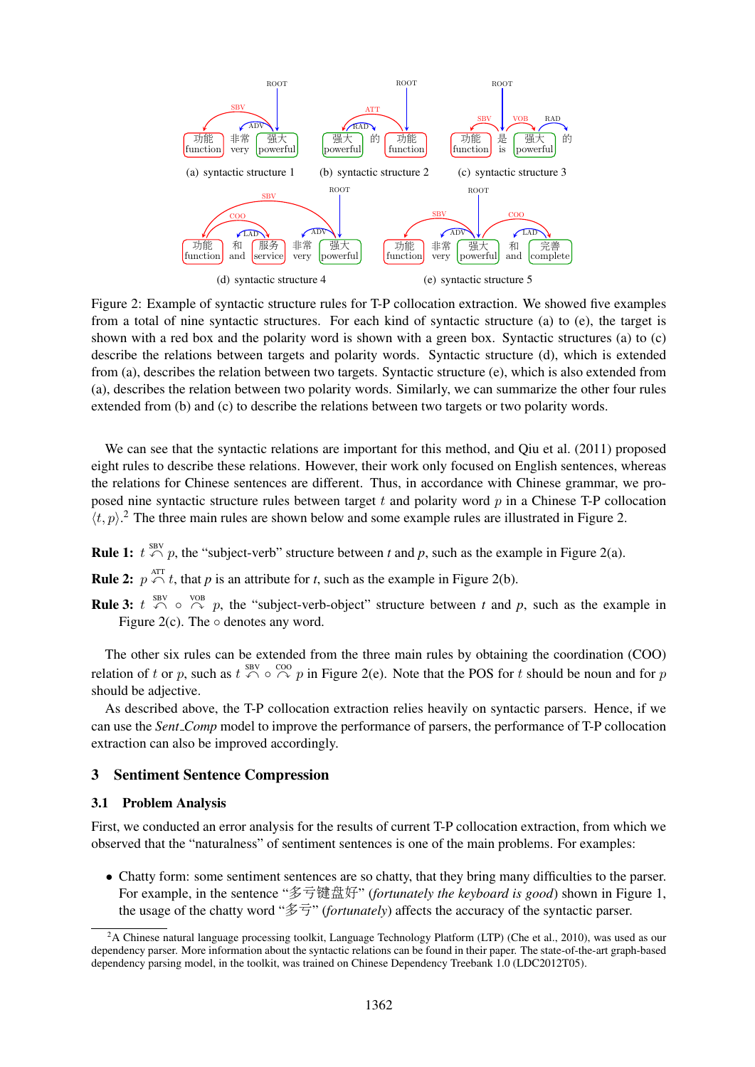Figure 2: Example of syntactic structure rules for T-P collocation extraction. We showed five examples from a total of nine syntactic structures. For each kind of syntactic structure (a) to (e), the target is shown with a red box and the polarity word is shown with a green box. Syntactic structures (a) to (c) describe the relations between targets and polarity words. Syntactic structure (d), which is extended from (a), describes the relation between two targets. Syntactic structure (e), which is also extended from (a), describes the relation between two polarity words. Similarly, we can summarize the other four rules extended from (b) and (c) to describe the relations between two targets or two polarity words.

We can see that the syntactic relations are important for this method, and Qiu et al. (2011) proposed eight rules to describe these relations. However, their work only focused on English sentences, whereas the relations for Chinese sentences are different. Thus, in accordance with Chinese grammar, we proposed nine syntactic structure rules between target $t$ and polarity word $p$ in a Chinese T-P collocation $\langle t, p \rangle$.[2] The three main rules are shown below and some example rules are illustrated in Figure 2.

**Rule 1:** $t \overset{\text{SBV}}{\curvearrowleft} p$, the "subject-verb" structure between *t* and *p*, such as the example in Figure 2(a).

**Rule 2:** $p \overset{\text{ATT}}{\curvearrowleft} t$, that *p* is an attribute for *t*, such as the example in Figure 2(b).

**Rule 3:** $t \overset{\text{SBV}}{\curvearrowleft} \circ \overset{\text{VOB}}{\curvearrowright} p$, the "subject-verb-object" structure between $t$ and $p$, such as the example in Figure 2(c). The $\circ$ denotes any word.

The other six rules can be extended from the three main rules by obtaining the coordination (COO) relation of $t$ or $p$, such as $t \overset{\text{SBV}}{\curvearrowleft} \circ \overset{\text{COO}}{\curvearrowright} p$ in Figure 2(e). Note that the POS for $t$ should be noun and for $p$ should be adjective.

As described above, the T-P collocation extraction relies heavily on syntactic parsers. Hence, if we can use the *Sent_Comp* model to improve the performance of parsers, the performance of T-P collocation extraction can also be improved accordingly.

## 3 Sentiment Sentence Compression

### 3.1 Problem Analysis

First, we conducted an error analysis for the results of current T-P collocation extraction, from which we observed that the "naturalness" of sentiment sentences is one of the main problems. For examples:

- Chatty form: some sentiment sentences are so chatty, that they bring many difficulties to the parser. For example, in the sentence "多亏键盘好" (*fortunately the keyboard is good*) shown in Figure 1, the usage of the chatty word "多亏" (*fortunately*) affects the accuracy of the syntactic parser.

[2] A Chinese natural language processing toolkit, Language Technology Platform (LTP) (Che et al., 2010), was used as our dependency parser. More information about the syntactic relations can be found in their paper. The state-of-the-art graph-based dependency parsing model, in the toolkit, was trained on Chinese Dependency Treebank 1.0 (LDC2012T05).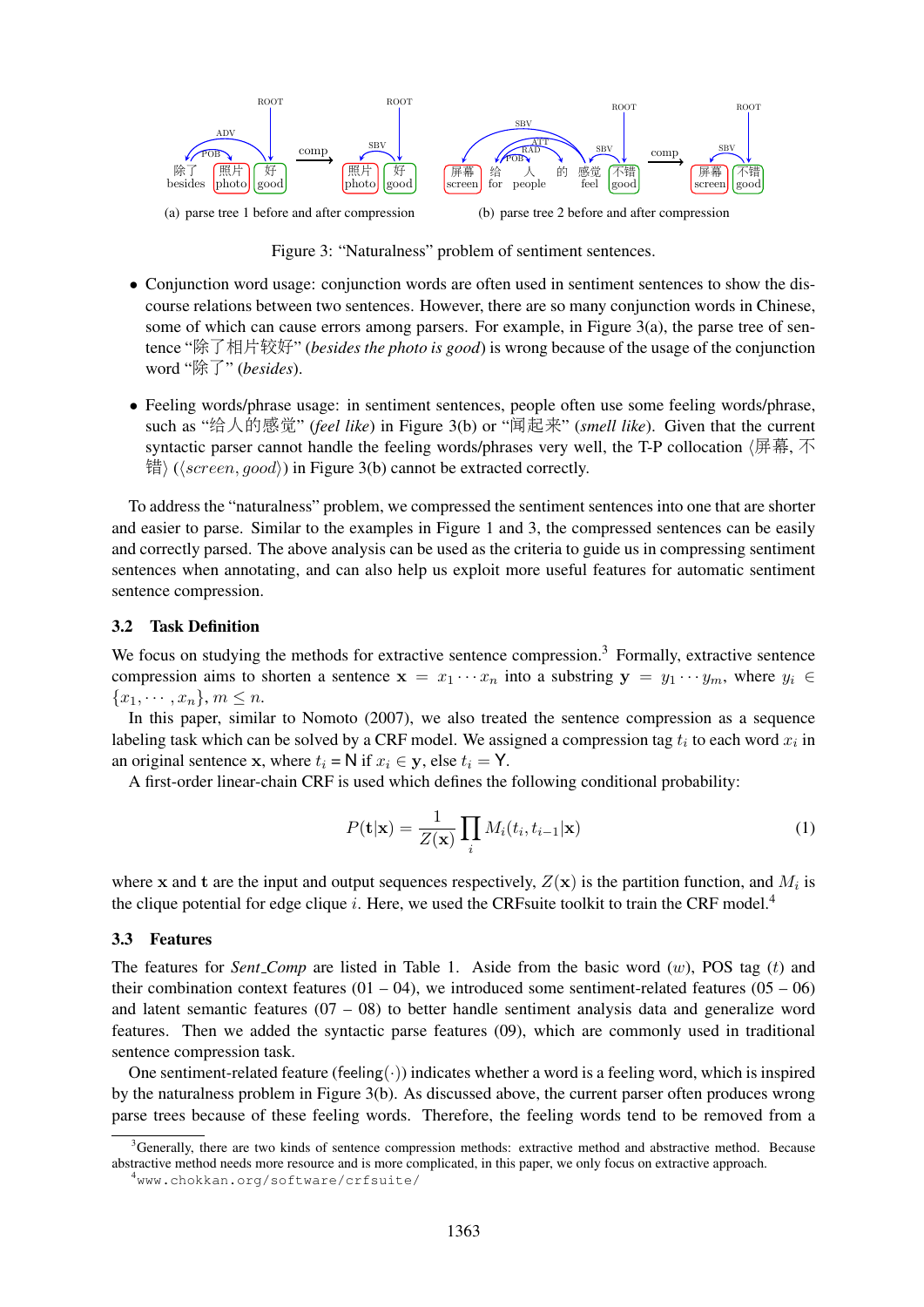(a) parse tree 1 before and after compression

(b) parse tree 2 before and after compression

Figure 3: "Naturalness" problem of sentiment sentences.

- Conjunction word usage: conjunction words are often used in sentiment sentences to show the discourse relations between two sentences. However, there are so many conjunction words in Chinese, some of which can cause errors among parsers. For example, in Figure 3(a), the parse tree of sentence "除了相片较好" (*besides the photo is good*) is wrong because of the usage of the conjunction word "除了" (*besides*).
- Feeling words/phrase usage: in sentiment sentences, people often use some feeling words/phrase, such as "给人的感觉" (*feel like*) in Figure 3(b) or "闻起来" (*smell like*). Given that the current syntactic parser cannot handle the feeling words/phrases very well, the T-P collocation ⟨屏幕, 不错⟩ ($\langle screen, good \rangle$) in Figure 3(b) cannot be extracted correctly.

To address the "naturalness" problem, we compressed the sentiment sentences into one that are shorter and easier to parse. Similar to the examples in Figure 1 and 3, the compressed sentences can be easily and correctly parsed. The above analysis can be used as the criteria to guide us in compressing sentiment sentences when annotating, and can also help us exploit more useful features for automatic sentiment sentence compression.

### 3.2 Task Definition

We focus on studying the methods for extractive sentence compression.[3] Formally, extractive sentence compression aims to shorten a sentence $\mathbf{x} = x_1 \cdots x_n$ into a substring $\mathbf{y} = y_1 \cdots y_m$, where $y_i \in \{x_1, \cdots, x_n\}$, $m \le n$.

In this paper, similar to Nomoto (2007), we also treated the sentence compression as a sequence labeling task which can be solved by a CRF model. We assigned a compression tag $t_i$ to each word $x_i$ in an original sentence $\mathbf{x}$, where $t_i = \mathsf{N}$ if $x_i \in \mathbf{y}$, else $t_i = \mathsf{Y}$.

A first-order linear-chain CRF is used which defines the following conditional probability:

$$P(\mathbf{t}|\mathbf{x}) = \frac{1}{Z(\mathbf{x})} \prod_i M_i(t_i, t_{i-1}|\mathbf{x}) \tag{1}$$

where $\mathbf{x}$ and $\mathbf{t}$ are the input and output sequences respectively, $Z(\mathbf{x})$ is the partition function, and $M_i$ is the clique potential for edge clique $i$. Here, we used the CRFsuite toolkit to train the CRF model.[4]

### 3.3 Features

The features for *Sent_Comp* are listed in Table 1. Aside from the basic word ($w$), POS tag ($t$) and their combination context features (01 – 04), we introduced some sentiment-related features (05 – 06) and latent semantic features (07 – 08) to better handle sentiment analysis data and generalize word features. Then we added the syntactic parse features (09), which are commonly used in traditional sentence compression task.

One sentiment-related feature ($\mathsf{feeling}(\cdot)$) indicates whether a word is a feeling word, which is inspired by the naturalness problem in Figure 3(b). As discussed above, the current parser often produces wrong parse trees because of these feeling words. Therefore, the feeling words tend to be removed from a

[3] Generally, there are two kinds of sentence compression methods: extractive method and abstractive method. Because abstractive method needs more resource and is more complicated, in this paper, we only focus on extractive approach.

[4] www.chokkan.org/software/crfsuite/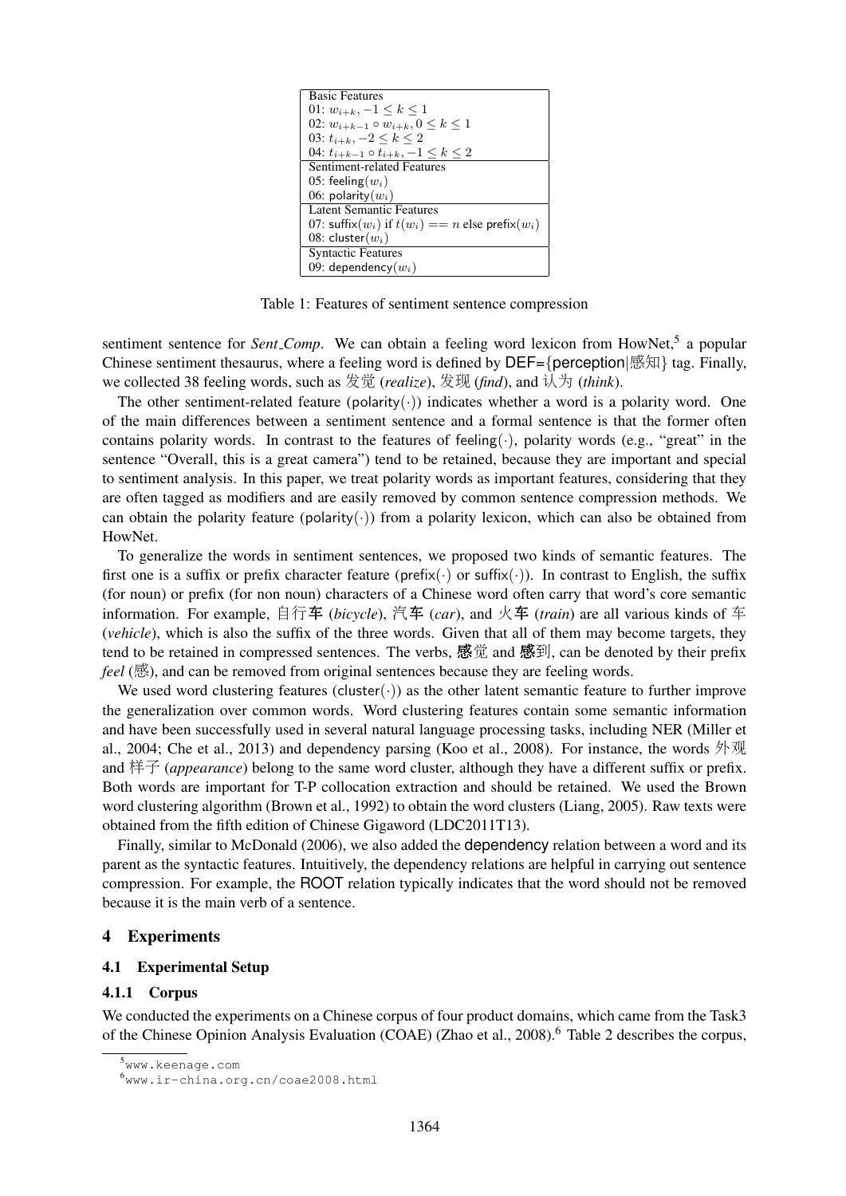| Basic Features |
|---|
| 01: $w_{i+k}, -1 \leq k \leq 1$ |
| 02: $w_{i+k-1} \circ w_{i+k}, 0 \leq k \leq 1$ |
| 03: $t_{i+k}, -2 \leq k \leq 2$ |
| 04: $t_{i+k-1} \circ t_{i+k}, -1 \leq k \leq 2$ |
| **Sentiment-related Features** |
| 05: $\mathsf{feeling}(w_i)$ |
| 06: $\mathsf{polarity}(w_i)$ |
| **Latent Semantic Features** |
| 07: $\mathsf{suffix}(w_i)$ if $t(w_i) == n$ else $\mathsf{prefix}(w_i)$ |
| 08: $\mathsf{cluster}(w_i)$ |
| **Syntactic Features** |
| 09: $\mathsf{dependency}(w_i)$ |

Table 1: Features of sentiment sentence compression

sentiment sentence for *Sent_Comp*. We can obtain a feeling word lexicon from HowNet,[5] a popular Chinese sentiment thesaurus, where a feeling word is defined by DEF={perception|感知} tag. Finally, we collected 38 feeling words, such as 发觉 (*realize*), 发现 (*find*), and 认为 (*think*).

The other sentiment-related feature ($\mathsf{polarity}(\cdot)$) indicates whether a word is a polarity word. One of the main differences between a sentiment sentence and a formal sentence is that the former often contains polarity words. In contrast to the features of $\mathsf{feeling}(\cdot)$, polarity words (e.g., "great" in the sentence "Overall, this is a great camera") tend to be retained, because they are important and special to sentiment analysis. In this paper, we treat polarity words as important features, considering that they are often tagged as modifiers and are easily removed by common sentence compression methods. We can obtain the polarity feature ($\mathsf{polarity}(\cdot)$) from a polarity lexicon, which can also be obtained from HowNet.

To generalize the words in sentiment sentences, we proposed two kinds of semantic features. The first one is a suffix or prefix character feature ($\mathsf{prefix}(\cdot)$ or $\mathsf{suffix}(\cdot)$). In contrast to English, the suffix (for noun) or prefix (for non noun) characters of a Chinese word often carry that word's core semantic information. For example, 自行**车** (*bicycle*), 汽**车** (*car*), and 火**车** (*train*) are all various kinds of 车 (*vehicle*), which is also the suffix of the three words. Given that all of them may become targets, they tend to be retained in compressed sentences. The verbs, **感**觉 and **感**到, can be denoted by their prefix *feel* (感), and can be removed from original sentences because they are feeling words.

We used word clustering features ($\mathsf{cluster}(\cdot)$) as the other latent semantic feature to further improve the generalization over common words. Word clustering features contain some semantic information and have been successfully used in several natural language processing tasks, including NER (Miller et al., 2004; Che et al., 2013) and dependency parsing (Koo et al., 2008). For instance, the words 外观 and 样子 (*appearance*) belong to the same word cluster, although they have a different suffix or prefix. Both words are important for T-P collocation extraction and should be retained. We used the Brown word clustering algorithm (Brown et al., 1992) to obtain the word clusters (Liang, 2005). Raw texts were obtained from the fifth edition of Chinese Gigaword (LDC2011T13).

Finally, similar to McDonald (2006), we also added the dependency relation between a word and its parent as the syntactic features. Intuitively, the dependency relations are helpful in carrying out sentence compression. For example, the ROOT relation typically indicates that the word should not be removed because it is the main verb of a sentence.

## 4 Experiments

### 4.1 Experimental Setup

#### 4.1.1 Corpus

We conducted the experiments on a Chinese corpus of four product domains, which came from the Task3 of the Chinese Opinion Analysis Evaluation (COAE) (Zhao et al., 2008).[6] Table 2 describes the corpus,

[5] www.keenage.com

[6] www.ir-china.org.cn/coae2008.html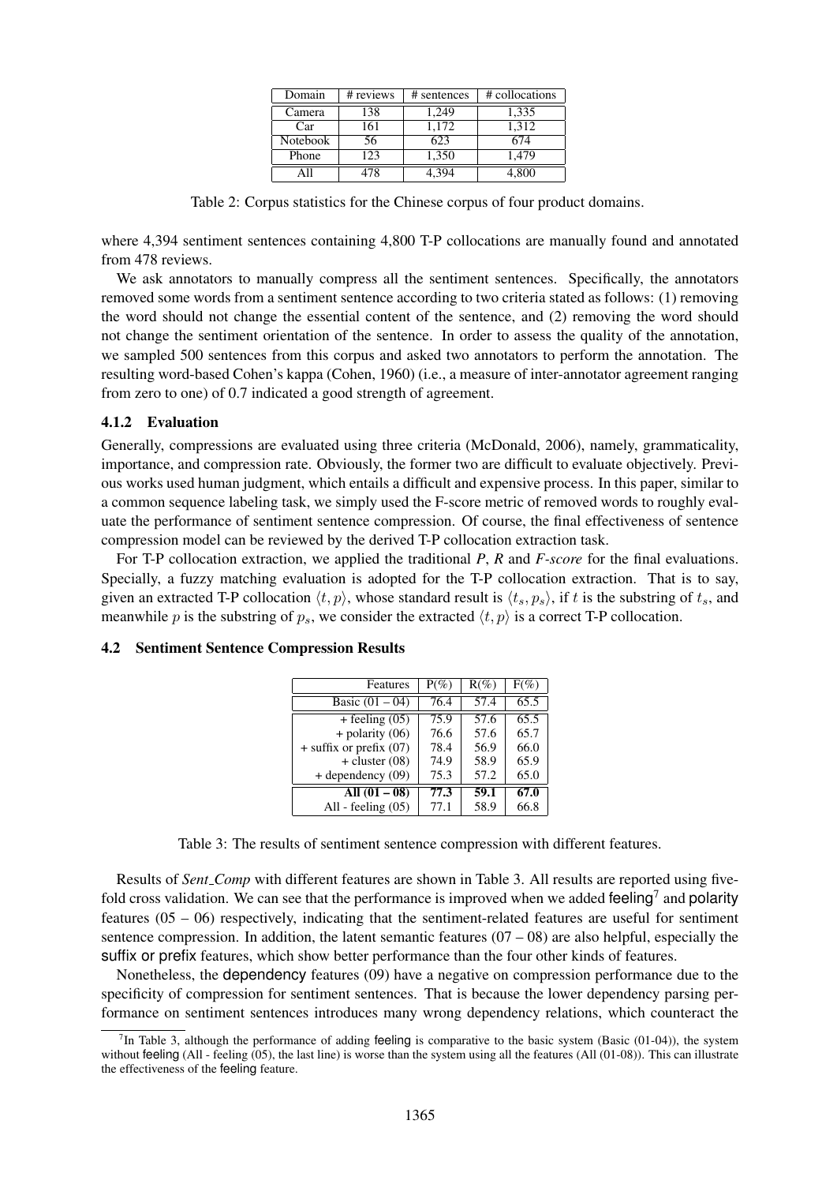| Domain | # reviews | # sentences | # collocations |
|---|---|---|---|
| Camera | 138 | 1,249 | 1,335 |
| Car | 161 | 1,172 | 1,312 |
| Notebook | 56 | 623 | 674 |
| Phone | 123 | 1,350 | 1,479 |
| All | 478 | 4,394 | 4,800 |

Table 2: Corpus statistics for the Chinese corpus of four product domains.

where 4,394 sentiment sentences containing 4,800 T-P collocations are manually found and annotated from 478 reviews.

We ask annotators to manually compress all the sentiment sentences. Specifically, the annotators removed some words from a sentiment sentence according to two criteria stated as follows: (1) removing the word should not change the essential content of the sentence, and (2) removing the word should not change the sentiment orientation of the sentence. In order to assess the quality of the annotation, we sampled 500 sentences from this corpus and asked two annotators to perform the annotation. The resulting word-based Cohen's kappa (Cohen, 1960) (i.e., a measure of inter-annotator agreement ranging from zero to one) of 0.7 indicated a good strength of agreement.

#### 4.1.2 Evaluation

Generally, compressions are evaluated using three criteria (McDonald, 2006), namely, grammaticality, importance, and compression rate. Obviously, the former two are difficult to evaluate objectively. Previous works used human judgment, which entails a difficult and expensive process. In this paper, similar to a common sequence labeling task, we simply used the F-score metric of removed words to roughly evaluate the performance of sentiment sentence compression. Of course, the final effectiveness of sentence compression model can be reviewed by the derived T-P collocation extraction task.

For T-P collocation extraction, we applied the traditional *P*, *R* and *F-score* for the final evaluations. Specially, a fuzzy matching evaluation is adopted for the T-P collocation extraction. That is to say, given an extracted T-P collocation $\langle t, p \rangle$, whose standard result is $\langle t_s, p_s \rangle$, if $t$ is the substring of $t_s$, and meanwhile $p$ is the substring of $p_s$, we consider the extracted $\langle t, p \rangle$ is a correct T-P collocation.

### 4.2 Sentiment Sentence Compression Results

| Features | P(%) | R(%) | F(%) |
|---|---|---|---|
| Basic (01 – 04) | 76.4 | 57.4 | 65.5 |
| + feeling (05) | 75.9 | 57.6 | 65.5 |
| + polarity (06) | 76.6 | 57.6 | 65.7 |
| + suffix or prefix (07) | 78.4 | 56.9 | 66.0 |
| + cluster (08) | 74.9 | 58.9 | 65.9 |
| + dependency (09) | 75.3 | 57.2 | 65.0 |
| **All (01 – 08)** | **77.3** | **59.1** | **67.0** |
| All - feeling (05) | 77.1 | 58.9 | 66.8 |

Table 3: The results of sentiment sentence compression with different features.

Results of *Sent_Comp* with different features are shown in Table 3. All results are reported using five-fold cross validation. We can see that the performance is improved when we added feeling[7] and polarity features (05 – 06) respectively, indicating that the sentiment-related features are useful for sentiment sentence compression. In addition, the latent semantic features (07 – 08) are also helpful, especially the suffix or prefix features, which show better performance than the four other kinds of features.

Nonetheless, the dependency features (09) have a negative on compression performance due to the specificity of compression for sentiment sentences. That is because the lower dependency parsing performance on sentiment sentences introduces many wrong dependency relations, which counteract the

[7]In Table 3, although the performance of adding feeling is comparative to the basic system (Basic (01-04)), the system without feeling (All - feeling (05), the last line) is worse than the system using all the features (All (01-08)). This can illustrate the effectiveness of the feeling feature.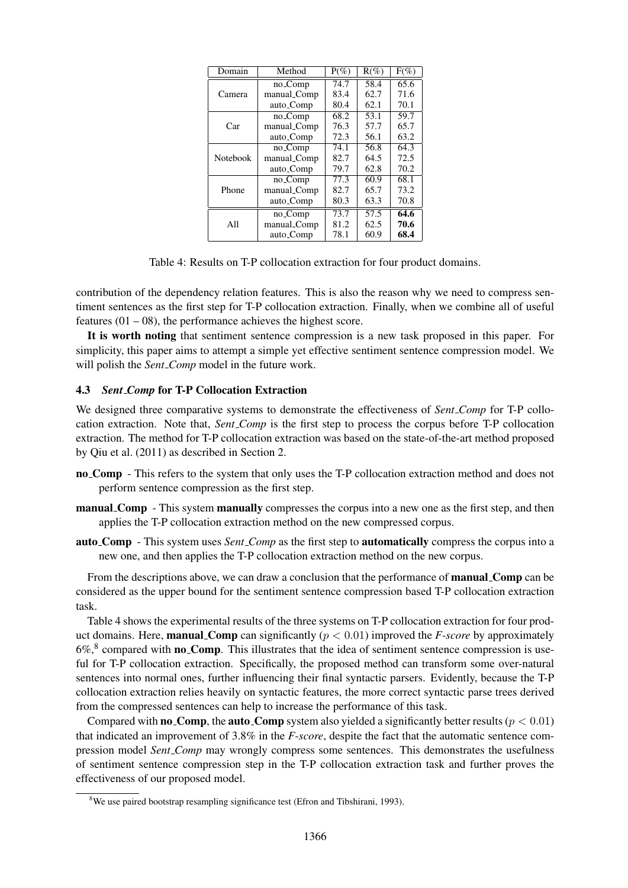| Domain | Method | P(%) | R(%) | F(%) |
|---|---|---|---|---|
| Camera | no_Comp | 74.7 | 58.4 | 65.6 |
| | manual_Comp | 83.4 | 62.7 | 71.6 |
| | auto_Comp | 80.4 | 62.1 | 70.1 |
| Car | no_Comp | 68.2 | 53.1 | 59.7 |
| | manual_Comp | 76.3 | 57.7 | 65.7 |
| | auto_Comp | 72.3 | 56.1 | 63.2 |
| Notebook | no_Comp | 74.1 | 56.8 | 64.3 |
| | manual_Comp | 82.7 | 64.5 | 72.5 |
| | auto_Comp | 79.7 | 62.8 | 70.2 |
| Phone | no_Comp | 77.3 | 60.9 | 68.1 |
| | manual_Comp | 82.7 | 65.7 | 73.2 |
| | auto_Comp | 80.3 | 63.3 | 70.8 |
| All | no_Comp | 73.7 | 57.5 | **64.6** |
| | manual_Comp | 81.2 | 62.5 | **70.6** |
| | auto_Comp | 78.1 | 60.9 | **68.4** |

Table 4: Results on T-P collocation extraction for four product domains.

contribution of the dependency relation features. This is also the reason why we need to compress sentiment sentences as the first step for T-P collocation extraction. Finally, when we combine all of useful features (01 – 08), the performance achieves the highest score.

**It is worth noting** that sentiment sentence compression is a new task proposed in this paper. For simplicity, this paper aims to attempt a simple yet effective sentiment sentence compression model. We will polish the *Sent_Comp* model in the future work.

### 4.3 *Sent_Comp* for T-P Collocation Extraction

We designed three comparative systems to demonstrate the effectiveness of *Sent_Comp* for T-P collocation extraction. Note that, *Sent_Comp* is the first step to process the corpus before T-P collocation extraction. The method for T-P collocation extraction was based on the state-of-the-art method proposed by Qiu et al. (2011) as described in Section 2.

**no_Comp** - This refers to the system that only uses the T-P collocation extraction method and does not perform sentence compression as the first step.

**manual_Comp** - This system **manually** compresses the corpus into a new one as the first step, and then applies the T-P collocation extraction method on the new compressed corpus.

**auto_Comp** - This system uses *Sent_Comp* as the first step to **automatically** compress the corpus into a new one, and then applies the T-P collocation extraction method on the new corpus.

From the descriptions above, we can draw a conclusion that the performance of **manual_Comp** can be considered as the upper bound for the sentiment sentence compression based T-P collocation extraction task.

Table 4 shows the experimental results of the three systems on T-P collocation extraction for four product domains. Here, **manual_Comp** can significantly ($p < 0.01$) improved the *F-score* by approximately 6%,[8] compared with **no_Comp**. This illustrates that the idea of sentiment sentence compression is useful for T-P collocation extraction. Specifically, the proposed method can transform some over-natural sentences into normal ones, further influencing their final syntactic parsers. Evidently, because the T-P collocation extraction relies heavily on syntactic features, the more correct syntactic parse trees derived from the compressed sentences can help to increase the performance of this task.

Compared with **no_Comp**, the **auto_Comp** system also yielded a significantly better results ($p < 0.01$) that indicated an improvement of 3.8% in the *F-score*, despite the fact that the automatic sentence compression model *Sent_Comp* may wrongly compress some sentences. This demonstrates the usefulness of sentiment sentence compression step in the T-P collocation extraction task and further proves the effectiveness of our proposed model.

[8] We use paired bootstrap resampling significance test (Efron and Tibshirani, 1993).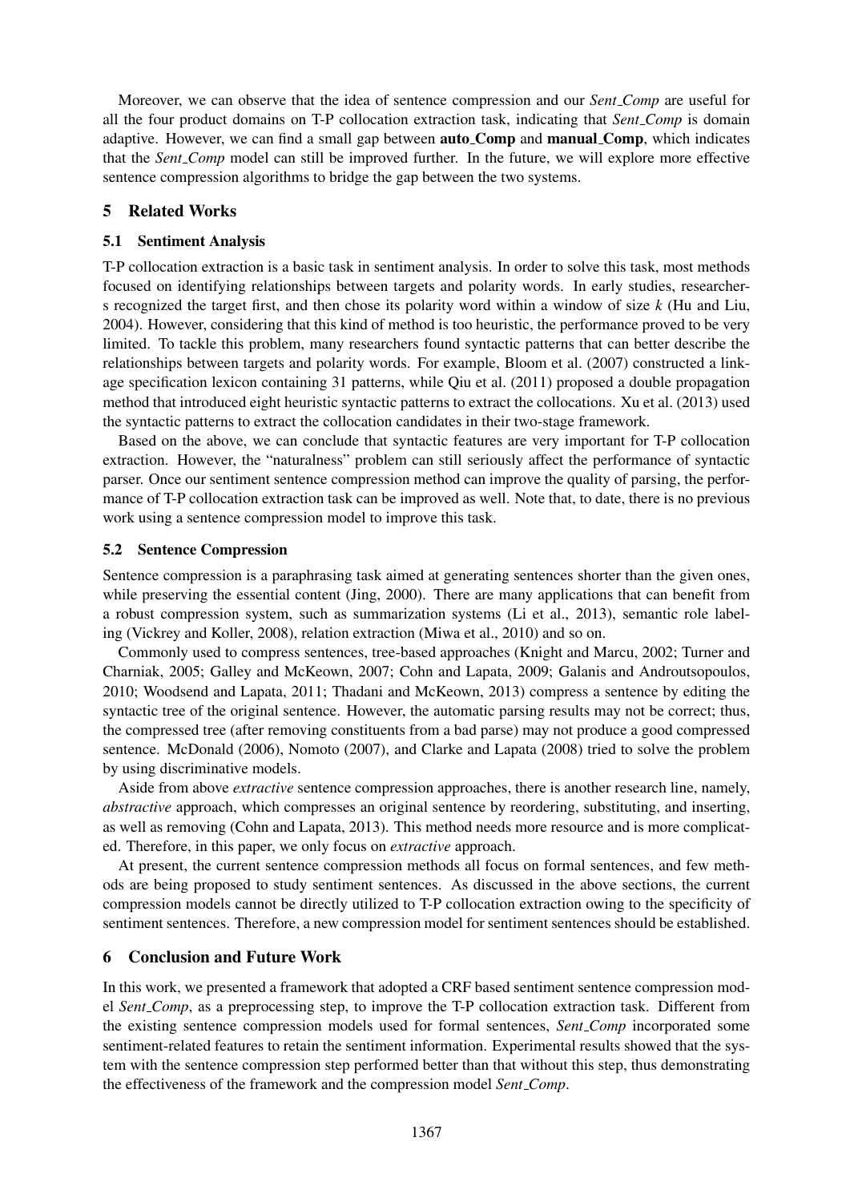Moreover, we can observe that the idea of sentence compression and our *Sent_Comp* are useful for all the four product domains on T-P collocation extraction task, indicating that *Sent_Comp* is domain adaptive. However, we can find a small gap between **auto_Comp** and **manual_Comp**, which indicates that the *Sent_Comp* model can still be improved further. In the future, we will explore more effective sentence compression algorithms to bridge the gap between the two systems.

## 5 Related Works

### 5.1 Sentiment Analysis

T-P collocation extraction is a basic task in sentiment analysis. In order to solve this task, most methods focused on identifying relationships between targets and polarity words. In early studies, researchers recognized the target first, and then chose its polarity word within a window of size *k* (Hu and Liu, 2004). However, considering that this kind of method is too heuristic, the performance proved to be very limited. To tackle this problem, many researchers found syntactic patterns that can better describe the relationships between targets and polarity words. For example, Bloom et al. (2007) constructed a linkage specification lexicon containing 31 patterns, while Qiu et al. (2011) proposed a double propagation method that introduced eight heuristic syntactic patterns to extract the collocations. Xu et al. (2013) used the syntactic patterns to extract the collocation candidates in their two-stage framework.

Based on the above, we can conclude that syntactic features are very important for T-P collocation extraction. However, the "naturalness" problem can still seriously affect the performance of syntactic parser. Once our sentiment sentence compression method can improve the quality of parsing, the performance of T-P collocation extraction task can be improved as well. Note that, to date, there is no previous work using a sentence compression model to improve this task.

### 5.2 Sentence Compression

Sentence compression is a paraphrasing task aimed at generating sentences shorter than the given ones, while preserving the essential content (Jing, 2000). There are many applications that can benefit from a robust compression system, such as summarization systems (Li et al., 2013), semantic role labeling (Vickrey and Koller, 2008), relation extraction (Miwa et al., 2010) and so on.

Commonly used to compress sentences, tree-based approaches (Knight and Marcu, 2002; Turner and Charniak, 2005; Galley and McKeown, 2007; Cohn and Lapata, 2009; Galanis and Androutsopoulos, 2010; Woodsend and Lapata, 2011; Thadani and McKeown, 2013) compress a sentence by editing the syntactic tree of the original sentence. However, the automatic parsing results may not be correct; thus, the compressed tree (after removing constituents from a bad parse) may not produce a good compressed sentence. McDonald (2006), Nomoto (2007), and Clarke and Lapata (2008) tried to solve the problem by using discriminative models.

Aside from above *extractive* sentence compression approaches, there is another research line, namely, *abstractive* approach, which compresses an original sentence by reordering, substituting, and inserting, as well as removing (Cohn and Lapata, 2013). This method needs more resource and is more complicated. Therefore, in this paper, we only focus on *extractive* approach.

At present, the current sentence compression methods all focus on formal sentences, and few methods are being proposed to study sentiment sentences. As discussed in the above sections, the current compression models cannot be directly utilized to T-P collocation extraction owing to the specificity of sentiment sentences. Therefore, a new compression model for sentiment sentences should be established.

## 6 Conclusion and Future Work

In this work, we presented a framework that adopted a CRF based sentiment sentence compression model *Sent_Comp*, as a preprocessing step, to improve the T-P collocation extraction task. Different from the existing sentence compression models used for formal sentences, *Sent_Comp* incorporated some sentiment-related features to retain the sentiment information. Experimental results showed that the system with the sentence compression step performed better than that without this step, thus demonstrating the effectiveness of the framework and the compression model *Sent_Comp*.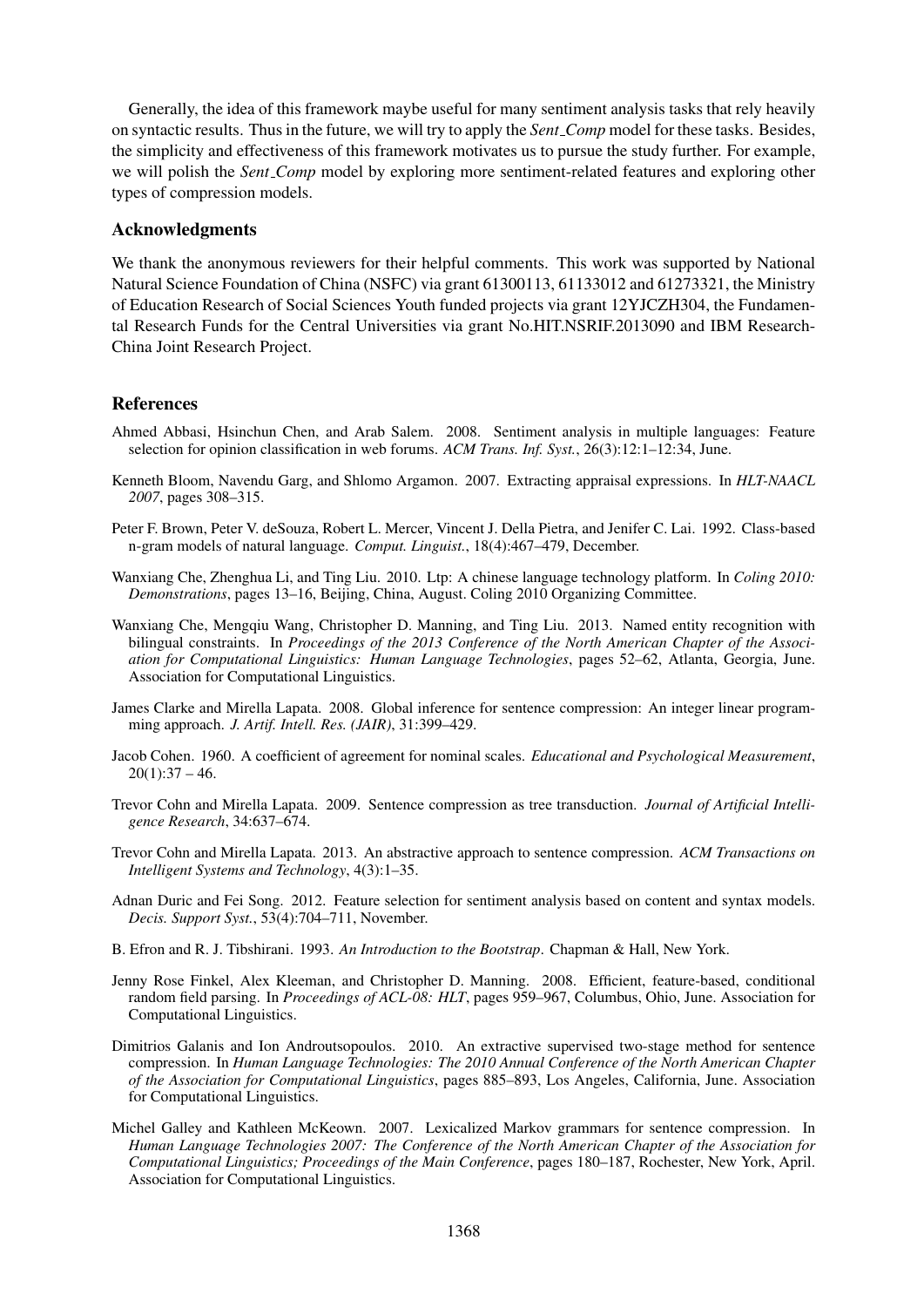Generally, the idea of this framework maybe useful for many sentiment analysis tasks that rely heavily on syntactic results. Thus in the future, we will try to apply the *Sent_Comp* model for these tasks. Besides, the simplicity and effectiveness of this framework motivates us to pursue the study further. For example, we will polish the *Sent_Comp* model by exploring more sentiment-related features and exploring other types of compression models.

## Acknowledgments

We thank the anonymous reviewers for their helpful comments. This work was supported by National Natural Science Foundation of China (NSFC) via grant 61300113, 61133012 and 61273321, the Ministry of Education Research of Social Sciences Youth funded projects via grant 12YJCZH304, the Fundamental Research Funds for the Central Universities via grant No.HIT.NSRIF.2013090 and IBM Research-China Joint Research Project.

## References

Ahmed Abbasi, Hsinchun Chen, and Arab Salem. 2008. Sentiment analysis in multiple languages: Feature selection for opinion classification in web forums. *ACM Trans. Inf. Syst.*, 26(3):12:1–12:34, June.

Kenneth Bloom, Navendu Garg, and Shlomo Argamon. 2007. Extracting appraisal expressions. In *HLT-NAACL 2007*, pages 308–315.

Peter F. Brown, Peter V. deSouza, Robert L. Mercer, Vincent J. Della Pietra, and Jenifer C. Lai. 1992. Class-based n-gram models of natural language. *Comput. Linguist.*, 18(4):467–479, December.

Wanxiang Che, Zhenghua Li, and Ting Liu. 2010. Ltp: A chinese language technology platform. In *Coling 2010: Demonstrations*, pages 13–16, Beijing, China, August. Coling 2010 Organizing Committee.

Wanxiang Che, Mengqiu Wang, Christopher D. Manning, and Ting Liu. 2013. Named entity recognition with bilingual constraints. In *Proceedings of the 2013 Conference of the North American Chapter of the Association for Computational Linguistics: Human Language Technologies*, pages 52–62, Atlanta, Georgia, June. Association for Computational Linguistics.

James Clarke and Mirella Lapata. 2008. Global inference for sentence compression: An integer linear programming approach. *J. Artif. Intell. Res. (JAIR)*, 31:399–429.

Jacob Cohen. 1960. A coefficient of agreement for nominal scales. *Educational and Psychological Measurement*, 20(1):37 – 46.

Trevor Cohn and Mirella Lapata. 2009. Sentence compression as tree transduction. *Journal of Artificial Intelligence Research*, 34:637–674.

Trevor Cohn and Mirella Lapata. 2013. An abstractive approach to sentence compression. *ACM Transactions on Intelligent Systems and Technology*, 4(3):1–35.

Adnan Duric and Fei Song. 2012. Feature selection for sentiment analysis based on content and syntax models. *Decis. Support Syst.*, 53(4):704–711, November.

B. Efron and R. J. Tibshirani. 1993. *An Introduction to the Bootstrap*. Chapman & Hall, New York.

Jenny Rose Finkel, Alex Kleeman, and Christopher D. Manning. 2008. Efficient, feature-based, conditional random field parsing. In *Proceedings of ACL-08: HLT*, pages 959–967, Columbus, Ohio, June. Association for Computational Linguistics.

Dimitrios Galanis and Ion Androutsopoulos. 2010. An extractive supervised two-stage method for sentence compression. In *Human Language Technologies: The 2010 Annual Conference of the North American Chapter of the Association for Computational Linguistics*, pages 885–893, Los Angeles, California, June. Association for Computational Linguistics.

Michel Galley and Kathleen McKeown. 2007. Lexicalized Markov grammars for sentence compression. In *Human Language Technologies 2007: The Conference of the North American Chapter of the Association for Computational Linguistics; Proceedings of the Main Conference*, pages 180–187, Rochester, New York, April. Association for Computational Linguistics.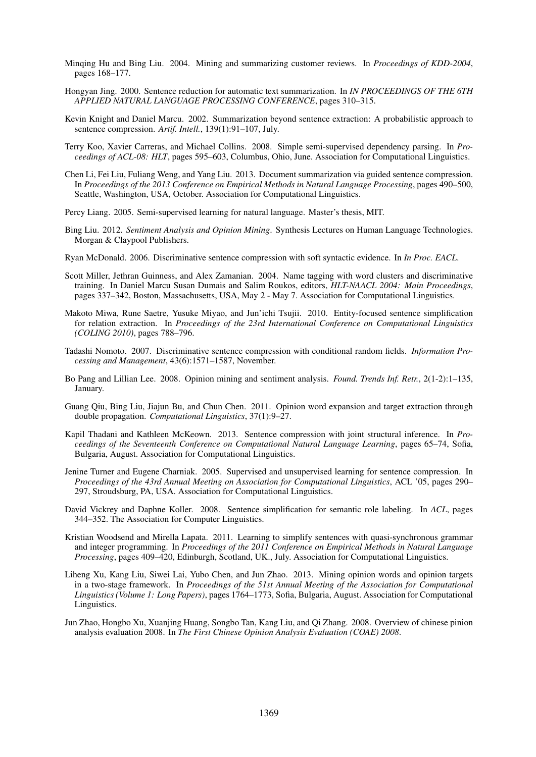Minqing Hu and Bing Liu. 2004. Mining and summarizing customer reviews. In *Proceedings of KDD-2004*, pages 168–177.

Hongyan Jing. 2000. Sentence reduction for automatic text summarization. In *IN PROCEEDINGS OF THE 6TH APPLIED NATURAL LANGUAGE PROCESSING CONFERENCE*, pages 310–315.

Kevin Knight and Daniel Marcu. 2002. Summarization beyond sentence extraction: A probabilistic approach to sentence compression. *Artif. Intell.*, 139(1):91–107, July.

Terry Koo, Xavier Carreras, and Michael Collins. 2008. Simple semi-supervised dependency parsing. In *Proceedings of ACL-08: HLT*, pages 595–603, Columbus, Ohio, June. Association for Computational Linguistics.

Chen Li, Fei Liu, Fuliang Weng, and Yang Liu. 2013. Document summarization via guided sentence compression. In *Proceedings of the 2013 Conference on Empirical Methods in Natural Language Processing*, pages 490–500, Seattle, Washington, USA, October. Association for Computational Linguistics.

Percy Liang. 2005. Semi-supervised learning for natural language. Master's thesis, MIT.

Bing Liu. 2012. *Sentiment Analysis and Opinion Mining*. Synthesis Lectures on Human Language Technologies. Morgan & Claypool Publishers.

Ryan McDonald. 2006. Discriminative sentence compression with soft syntactic evidence. In *In Proc. EACL*.

Scott Miller, Jethran Guinness, and Alex Zamanian. 2004. Name tagging with word clusters and discriminative training. In Daniel Marcu Susan Dumais and Salim Roukos, editors, *HLT-NAACL 2004: Main Proceedings*, pages 337–342, Boston, Massachusetts, USA, May 2 - May 7. Association for Computational Linguistics.

Makoto Miwa, Rune Saetre, Yusuke Miyao, and Jun'ichi Tsujii. 2010. Entity-focused sentence simplification for relation extraction. In *Proceedings of the 23rd International Conference on Computational Linguistics (COLING 2010)*, pages 788–796.

Tadashi Nomoto. 2007. Discriminative sentence compression with conditional random fields. *Information Processing and Management*, 43(6):1571–1587, November.

Bo Pang and Lillian Lee. 2008. Opinion mining and sentiment analysis. *Found. Trends Inf. Retr.*, 2(1-2):1–135, January.

Guang Qiu, Bing Liu, Jiajun Bu, and Chun Chen. 2011. Opinion word expansion and target extraction through double propagation. *Computational Linguistics*, 37(1):9–27.

Kapil Thadani and Kathleen McKeown. 2013. Sentence compression with joint structural inference. In *Proceedings of the Seventeenth Conference on Computational Natural Language Learning*, pages 65–74, Sofia, Bulgaria, August. Association for Computational Linguistics.

Jenine Turner and Eugene Charniak. 2005. Supervised and unsupervised learning for sentence compression. In *Proceedings of the 43rd Annual Meeting on Association for Computational Linguistics*, ACL '05, pages 290–297, Stroudsburg, PA, USA. Association for Computational Linguistics.

David Vickrey and Daphne Koller. 2008. Sentence simplification for semantic role labeling. In *ACL*, pages 344–352. The Association for Computer Linguistics.

Kristian Woodsend and Mirella Lapata. 2011. Learning to simplify sentences with quasi-synchronous grammar and integer programming. In *Proceedings of the 2011 Conference on Empirical Methods in Natural Language Processing*, pages 409–420, Edinburgh, Scotland, UK., July. Association for Computational Linguistics.

Liheng Xu, Kang Liu, Siwei Lai, Yubo Chen, and Jun Zhao. 2013. Mining opinion words and opinion targets in a two-stage framework. In *Proceedings of the 51st Annual Meeting of the Association for Computational Linguistics (Volume 1: Long Papers)*, pages 1764–1773, Sofia, Bulgaria, August. Association for Computational Linguistics.

Jun Zhao, Hongbo Xu, Xuanjing Huang, Songbo Tan, Kang Liu, and Qi Zhang. 2008. Overview of chinese pinion analysis evaluation 2008. In *The First Chinese Opinion Analysis Evaluation (COAE) 2008*.